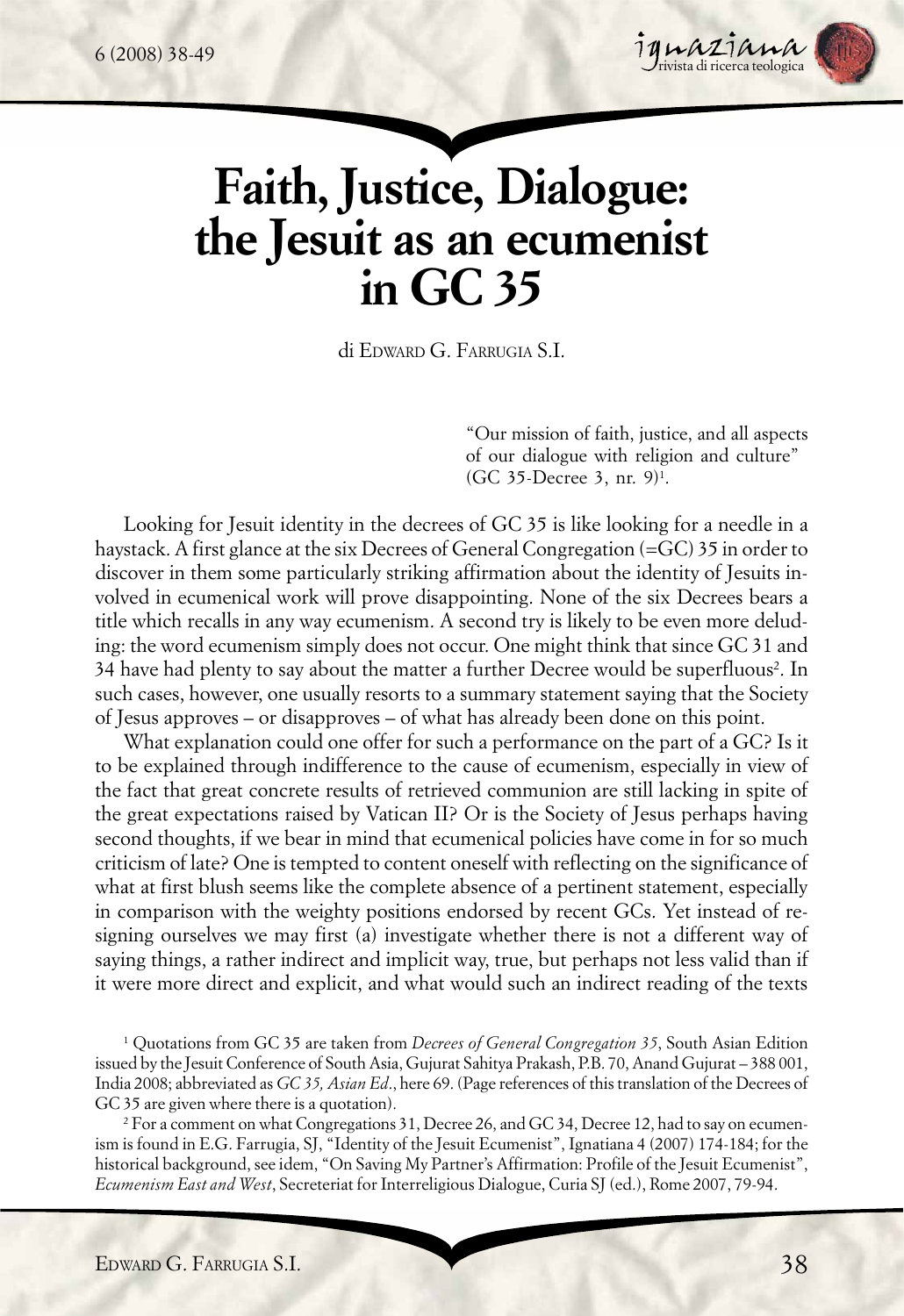# Faith, Justice, Dialogue: the Jesuit as an ecumenist in GC 35

di Edward G. Farrugia S.I.

> "Our mission of faith, justice, and all aspects of our dialogue with religion and culture" (GC 35-Decree 3, nr. 9)[1].

Looking for Jesuit identity in the decrees of GC 35 is like looking for a needle in a haystack. A first glance at the six Decrees of General Congregation (=GC) 35 in order to discover in them some particularly striking affirmation about the identity of Jesuits involved in ecumenical work will prove disappointing. None of the six Decrees bears a title which recalls in any way ecumenism. A second try is likely to be even more deluding: the word ecumenism simply does not occur. One might think that since GC 31 and 34 have had plenty to say about the matter a further Decree would be superfluous[2]. In such cases, however, one usually resorts to a summary statement saying that the Society of Jesus approves – or disapproves – of what has already been done on this point.

What explanation could one offer for such a performance on the part of a GC? Is it to be explained through indifference to the cause of ecumenism, especially in view of the fact that great concrete results of retrieved communion are still lacking in spite of the great expectations raised by Vatican II? Or is the Society of Jesus perhaps having second thoughts, if we bear in mind that ecumenical policies have come in for so much criticism of late? One is tempted to content oneself with reflecting on the significance of what at first blush seems like the complete absence of a pertinent statement, especially in comparison with the weighty positions endorsed by recent GCs. Yet instead of resigning ourselves we may first (a) investigate whether there is not a different way of saying things, a rather indirect and implicit way, true, but perhaps not less valid than if it were more direct and explicit, and what would such an indirect reading of the texts

---

[1] Quotations from GC 35 are taken from *Decrees of General Congregation 35*, South Asian Edition issued by the Jesuit Conference of South Asia, Gujurat Sahitya Prakash, P.B. 70, Anand Gujurat – 388 001, India 2008; abbreviated as *GC 35, Asian Ed*., here 69. (Page references of this translation of the Decrees of GC 35 are given where there is a quotation).

[2] For a comment on what Congregations 31, Decree 26, and GC 34, Decree 12, had to say on ecumenism is found in E.G. Farrugia, SJ, "Identity of the Jesuit Ecumenist", Ignatiana 4 (2007) 174-184; for the historical background, see idem, "On Saving My Partner's Affirmation: Profile of the Jesuit Ecumenist", *Ecumenism East and West*, Secreteriat for Interreligious Dialogue, Curia SJ (ed.), Rome 2007, 79-94.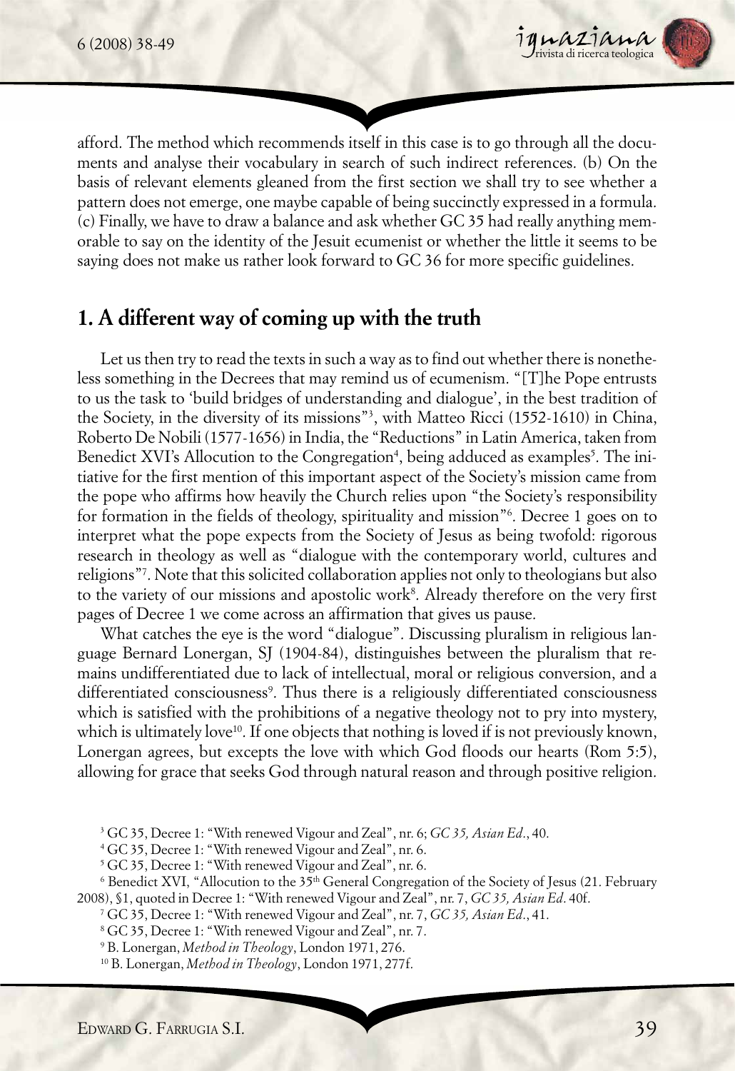afford. The method which recommends itself in this case is to go through all the documents and analyse their vocabulary in search of such indirect references. (b) On the basis of relevant elements gleaned from the first section we shall try to see whether a pattern does not emerge, one maybe capable of being succinctly expressed in a formula. (c) Finally, we have to draw a balance and ask whether GC 35 had really anything memorable to say on the identity of the Jesuit ecumenist or whether the little it seems to be saying does not make us rather look forward to GC 36 for more specific guidelines.

## 1. A different way of coming up with the truth

Let us then try to read the texts in such a way as to find out whether there is nonetheless something in the Decrees that may remind us of ecumenism. "[T]he Pope entrusts to us the task to 'build bridges of understanding and dialogue', in the best tradition of the Society, in the diversity of its missions"[3], with Matteo Ricci (1552-1610) in China, Roberto De Nobili (1577-1656) in India, the "Reductions" in Latin America, taken from Benedict XVI's Allocution to the Congregation[4], being adduced as examples[5]. The initiative for the first mention of this important aspect of the Society's mission came from the pope who affirms how heavily the Church relies upon "the Society's responsibility for formation in the fields of theology, spirituality and mission"[6]. Decree 1 goes on to interpret what the pope expects from the Society of Jesus as being twofold: rigorous research in theology as well as "dialogue with the contemporary world, cultures and religions"[7]. Note that this solicited collaboration applies not only to theologians but also to the variety of our missions and apostolic work[8]. Already therefore on the very first pages of Decree 1 we come across an affirmation that gives us pause.

What catches the eye is the word "dialogue". Discussing pluralism in religious language Bernard Lonergan, SJ (1904-84), distinguishes between the pluralism that remains undifferentiated due to lack of intellectual, moral or religious conversion, and a differentiated consciousness[9]. Thus there is a religiously differentiated consciousness which is satisfied with the prohibitions of a negative theology not to pry into mystery, which is ultimately love[10]. If one objects that nothing is loved if is not previously known, Lonergan agrees, but excepts the love with which God floods our hearts (Rom 5:5), allowing for grace that seeks God through natural reason and through positive religion.

[3] GC 35, Decree 1: "With renewed Vigour and Zeal", nr. 6; *GC 35, Asian Ed*., 40.

[4] GC 35, Decree 1: "With renewed Vigour and Zeal", nr. 6.

[5] GC 35, Decree 1: "With renewed Vigour and Zeal", nr. 6.

[6] Benedict XVI, "Allocution to the 35th General Congregation of the Society of Jesus (21. February 2008), §1, quoted in Decree 1: "With renewed Vigour and Zeal", nr. 7, *GC 35, Asian Ed*. 40f.

[7] GC 35, Decree 1: "With renewed Vigour and Zeal", nr. 7, *GC 35, Asian Ed*., 41.

[8] GC 35, Decree 1: "With renewed Vigour and Zeal", nr. 7.

[9] B. Lonergan, *Method in Theology*, London 1971, 276.

[10] B. Lonergan, *Method in Theology*, London 1971, 277f.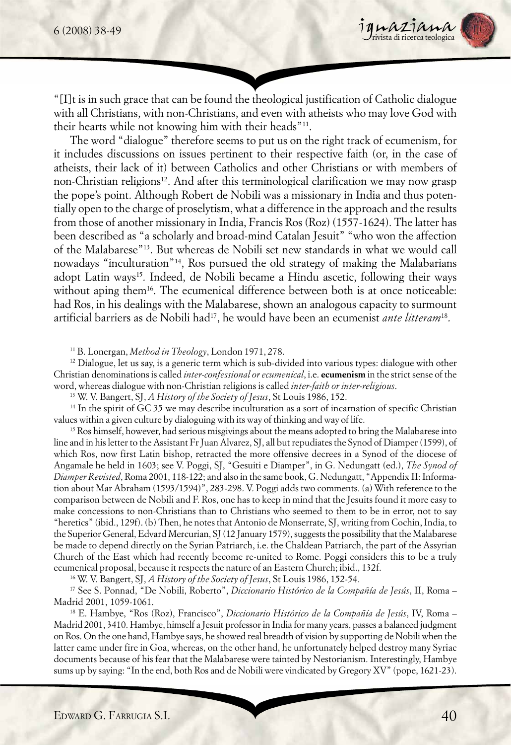"[I]t is in such grace that can be found the theological justification of Catholic dialogue with all Christians, with non-Christians, and even with atheists who may love God with their hearts while not knowing him with their heads"[11].

The word "dialogue" therefore seems to put us on the right track of ecumenism, for it includes discussions on issues pertinent to their respective faith (or, in the case of atheists, their lack of it) between Catholics and other Christians or with members of non-Christian religions[12]. And after this terminological clarification we may now grasp the pope's point. Although Robert de Nobili was a missionary in India and thus potentially open to the charge of proselytism, what a difference in the approach and the results from those of another missionary in India, Francis Ros (Roz) (1557-1624). The latter has been described as "a scholarly and broad-mind Catalan Jesuit" "who won the affection of the Malabarese"[13]. But whereas de Nobili set new standards in what we would call nowadays "inculturation"[14], Ros pursued the old strategy of making the Malabarians adopt Latin ways[15]. Indeed, de Nobili became a Hindu ascetic, following their ways without aping them[16]. The ecumenical difference between both is at once noticeable: had Ros, in his dealings with the Malabarese, shown an analogous capacity to surmount artificial barriers as de Nobili had[17], he would have been an ecumenist *ante litteram*[18].

[11] B. Lonergan, *Method in Theology*, London 1971, 278.

[12] Dialogue, let us say, is a generic term which is sub-divided into various types: dialogue with other Christian denominations is called *inter-confessional or ecumenical*, i.e. **ecumenism** in the strict sense of the word, whereas dialogue with non-Christian religions is called *inter-faith or inter-religious*.

[13] W. V. Bangert, SJ, *A History of the Society of Jesus*, St Louis 1986, 152.

[14] In the spirit of GC 35 we may describe inculturation as a sort of incarnation of specific Christian values within a given culture by dialoguing with its way of thinking and way of life.

[15] Ros himself, however, had serious misgivings about the means adopted to bring the Malabarese into line and in his letter to the Assistant Fr Juan Alvarez, SJ, all but repudiates the Synod of Diamper (1599), of which Ros, now first Latin bishop, retracted the more offensive decrees in a Synod of the diocese of Angamale he held in 1603; see V. Poggi, SJ, "Gesuiti e Diamper", in G. Nedungatt (ed.), *The Synod of Diamper Revisted*, Roma 2001, 118-122; and also in the same book, G. Nedungatt, "Appendix II: Information about Mar Abraham (1593/1594)", 283-298. V. Poggi adds two comments. (a) With reference to the comparison between de Nobili and F. Ros, one has to keep in mind that the Jesuits found it more easy to make concessions to non-Christians than to Christians who seemed to them to be in error, not to say "heretics" (ibid., 129f). (b) Then, he notes that Antonio de Monserrate, SJ, writing from Cochin, India, to the Superior General, Edvard Mercurian, SJ (12 January 1579), suggests the possibility that the Malabarese be made to depend directly on the Syrian Patriarch, i.e. the Chaldean Patriarch, the part of the Assyrian Church of the East which had recently become re-united to Rome. Poggi considers this to be a truly ecumenical proposal, because it respects the nature of an Eastern Church; ibid., 132f.

[16] W. V. Bangert, SJ, *A History of the Society of Jesus*, St Louis 1986, 152-54.

[17] See S. Ponnad, "De Nobili, Roberto", *Diccionario Histórico de la Compañía de Jesús*, II, Roma – Madrid 2001, 1059-1061.

[18] E. Hambye, "Ros (Roz), Francisco", *Diccionario Histórico de la Compañía de Jesús*, IV, Roma – Madrid 2001, 3410. Hambye, himself a Jesuit professor in India for many years, passes a balanced judgment on Ros. On the one hand, Hambye says, he showed real breadth of vision by supporting de Nobili when the latter came under fire in Goa, whereas, on the other hand, he unfortunately helped destroy many Syriac documents because of his fear that the Malabarese were tainted by Nestorianism. Interestingly, Hambye sums up by saying: "In the end, both Ros and de Nobili were vindicated by Gregory XV" (pope, 1621-23).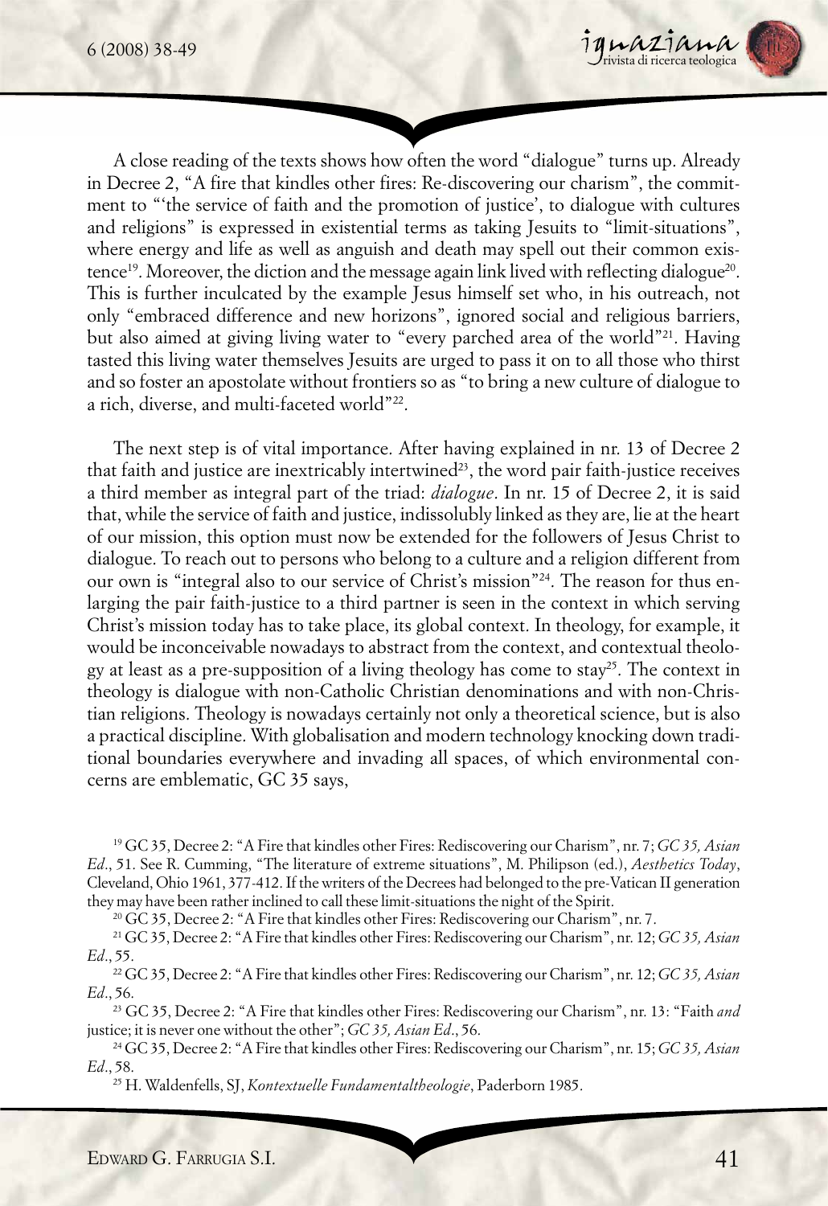A close reading of the texts shows how often the word "dialogue" turns up. Already in Decree 2, "A fire that kindles other fires: Re-discovering our charism", the commitment to "'the service of faith and the promotion of justice', to dialogue with cultures and religions" is expressed in existential terms as taking Jesuits to "limit-situations", where energy and life as well as anguish and death may spell out their common existence[19]. Moreover, the diction and the message again link lived with reflecting dialogue[20]. This is further inculcated by the example Jesus himself set who, in his outreach, not only "embraced difference and new horizons", ignored social and religious barriers, but also aimed at giving living water to "every parched area of the world"[21]. Having tasted this living water themselves Jesuits are urged to pass it on to all those who thirst and so foster an apostolate without frontiers so as "to bring a new culture of dialogue to a rich, diverse, and multi-faceted world"[22].

The next step is of vital importance. After having explained in nr. 13 of Decree 2 that faith and justice are inextricably intertwined[23], the word pair faith-justice receives a third member as integral part of the triad: *dialogue*. In nr. 15 of Decree 2, it is said that, while the service of faith and justice, indissolubly linked as they are, lie at the heart of our mission, this option must now be extended for the followers of Jesus Christ to dialogue. To reach out to persons who belong to a culture and a religion different from our own is "integral also to our service of Christ's mission"[24]. The reason for thus enlarging the pair faith-justice to a third partner is seen in the context in which serving Christ's mission today has to take place, its global context. In theology, for example, it would be inconceivable nowadays to abstract from the context, and contextual theology at least as a pre-supposition of a living theology has come to stay[25]. The context in theology is dialogue with non-Catholic Christian denominations and with non-Christian religions. Theology is nowadays certainly not only a theoretical science, but is also a practical discipline. With globalisation and modern technology knocking down traditional boundaries everywhere and invading all spaces, of which environmental concerns are emblematic, GC 35 says,

[19] GC 35, Decree 2: "A Fire that kindles other Fires: Rediscovering our Charism", nr. 7; *GC 35, Asian Ed*., 51. See R. Cumming, "The literature of extreme situations", M. Philipson (ed.), *Aesthetics Today*, Cleveland, Ohio 1961, 377-412. If the writers of the Decrees had belonged to the pre-Vatican II generation they may have been rather inclined to call these limit-situations the night of the Spirit.

[20] GC 35, Decree 2: "A Fire that kindles other Fires: Rediscovering our Charism", nr. 7.

[21] GC 35, Decree 2: "A Fire that kindles other Fires: Rediscovering our Charism", nr. 12; *GC 35, Asian Ed*., 55.

[22] GC 35, Decree 2: "A Fire that kindles other Fires: Rediscovering our Charism", nr. 12; *GC 35, Asian Ed*., 56.

[23] GC 35, Decree 2: "A Fire that kindles other Fires: Rediscovering our Charism", nr. 13: "Faith *and* justice; it is never one without the other"; *GC 35, Asian Ed*., 56.

[24] GC 35, Decree 2: "A Fire that kindles other Fires: Rediscovering our Charism", nr. 15; *GC 35, Asian Ed*., 58.

[25] H. Waldenfels, SJ, *Kontextuelle Fundamentaltheologie*, Paderborn 1985.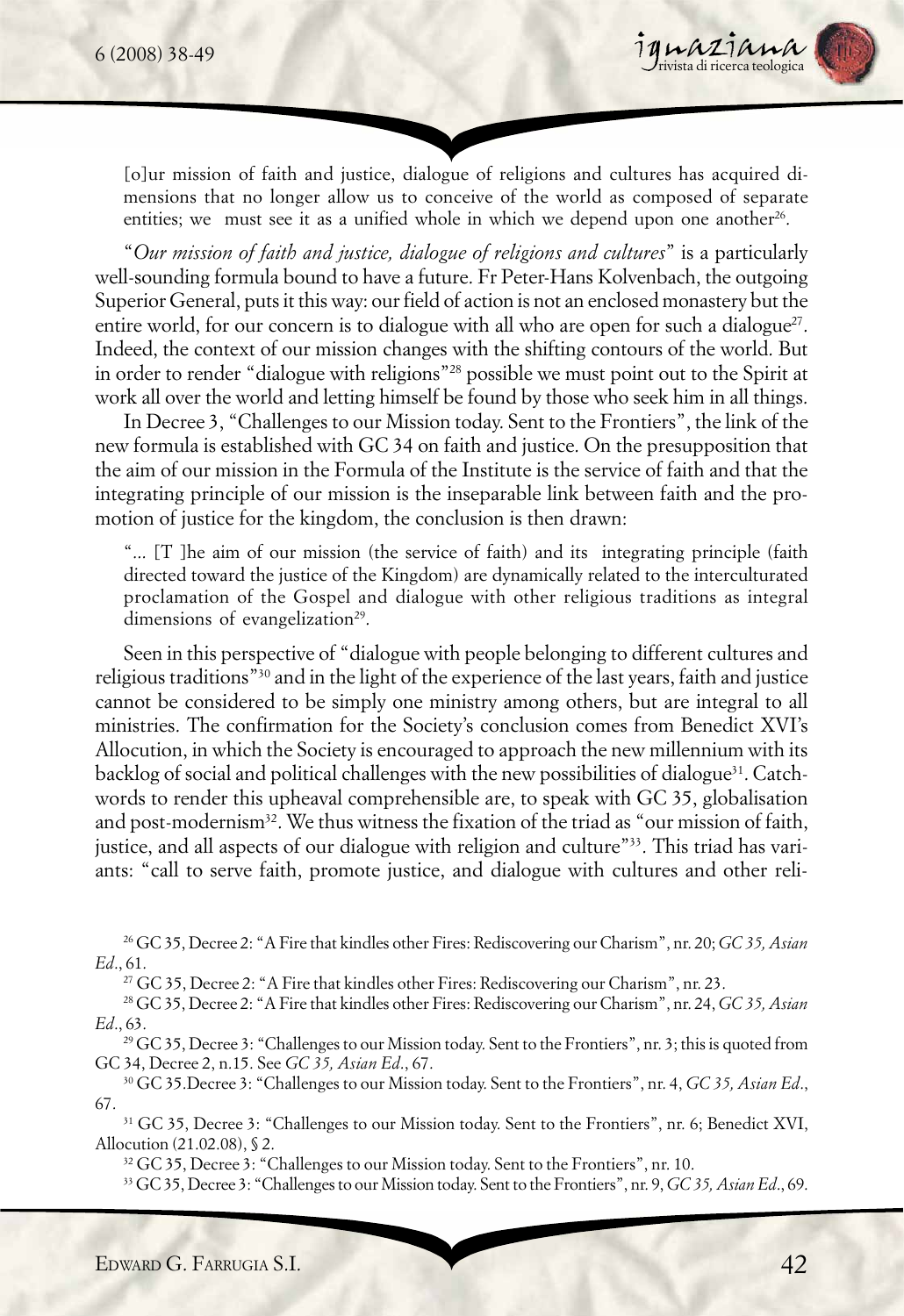> [o]ur mission of faith and justice, dialogue of religions and cultures has acquired dimensions that no longer allow us to conceive of the world as composed of separate entities; we must see it as a unified whole in which we depend upon one another[26].

"*Our mission of faith and justice, dialogue of religions and cultures*" is a particularly well-sounding formula bound to have a future. Fr Peter-Hans Kolvenbach, the outgoing Superior General, puts it this way: our field of action is not an enclosed monastery but the entire world, for our concern is to dialogue with all who are open for such a dialogue[27]. Indeed, the context of our mission changes with the shifting contours of the world. But in order to render "dialogue with religions"[28] possible we must point out to the Spirit at work all over the world and letting himself be found by those who seek him in all things.

In Decree 3, "Challenges to our Mission today. Sent to the Frontiers", the link of the new formula is established with GC 34 on faith and justice. On the presupposition that the aim of our mission in the Formula of the Institute is the service of faith and that the integrating principle of our mission is the inseparable link between faith and the promotion of justice for the kingdom, the conclusion is then drawn:

> "... [T ]he aim of our mission (the service of faith) and its integrating principle (faith directed toward the justice of the Kingdom) are dynamically related to the interculturated proclamation of the Gospel and dialogue with other religious traditions as integral dimensions of evangelization[29].

Seen in this perspective of "dialogue with people belonging to different cultures and religious traditions"[30] and in the light of the experience of the last years, faith and justice cannot be considered to be simply one ministry among others, but are integral to all ministries. The confirmation for the Society's conclusion comes from Benedict XVI's Allocution, in which the Society is encouraged to approach the new millennium with its backlog of social and political challenges with the new possibilities of dialogue[31]. Catchwords to render this upheaval comprehensible are, to speak with GC 35, globalisation and post-modernism[32]. We thus witness the fixation of the triad as "our mission of faith, justice, and all aspects of our dialogue with religion and culture"[33]. This triad has variants: "call to serve faith, promote justice, and dialogue with cultures and other reli-

---

[26] GC 35, Decree 2: "A Fire that kindles other Fires: Rediscovering our Charism", nr. 20; *GC 35, Asian Ed*., 61.

[27] GC 35, Decree 2: "A Fire that kindles other Fires: Rediscovering our Charism", nr. 23.

[28] GC 35, Decree 2: "A Fire that kindles other Fires: Rediscovering our Charism", nr. 24, *GC 35, Asian Ed*., 63.

[29] GC 35, Decree 3: "Challenges to our Mission today. Sent to the Frontiers", nr. 3; this is quoted from GC 34, Decree 2, n.15. See *GC 35, Asian Ed*., 67.

[30] GC 35.Decree 3: "Challenges to our Mission today. Sent to the Frontiers", nr. 4, *GC 35, Asian Ed*., 67.

[31] GC 35, Decree 3: "Challenges to our Mission today. Sent to the Frontiers", nr. 6; Benedict XVI, Allocution (21.02.08), § 2.

[32] GC 35, Decree 3: "Challenges to our Mission today. Sent to the Frontiers", nr. 10.

[33] GC 35, Decree 3: "Challenges to our Mission today. Sent to the Frontiers", nr. 9, *GC 35, Asian Ed*., 69.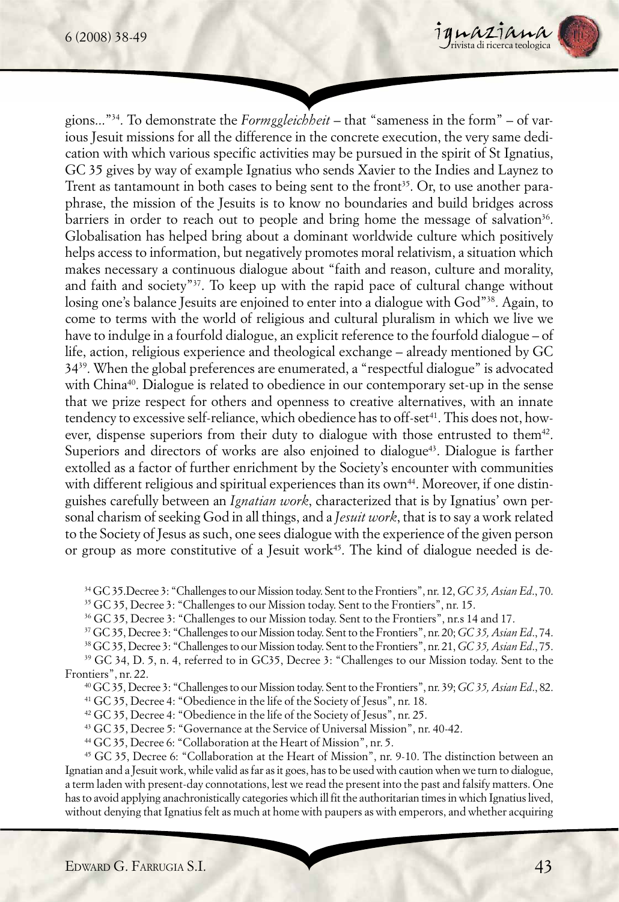gions..."[34]. To demonstrate the *Formggleichheit* – that "sameness in the form" – of various Jesuit missions for all the difference in the concrete execution, the very same dedication with which various specific activities may be pursued in the spirit of St Ignatius, GC 35 gives by way of example Ignatius who sends Xavier to the Indies and Laynez to Trent as tantamount in both cases to being sent to the front[35]. Or, to use another paraphrase, the mission of the Jesuits is to know no boundaries and build bridges across barriers in order to reach out to people and bring home the message of salvation[36]. Globalisation has helped bring about a dominant worldwide culture which positively helps access to information, but negatively promotes moral relativism, a situation which makes necessary a continuous dialogue about "faith and reason, culture and morality, and faith and society"[37]. To keep up with the rapid pace of cultural change without losing one's balance Jesuits are enjoined to enter into a dialogue with God"[38]. Again, to come to terms with the world of religious and cultural pluralism in which we live we have to indulge in a fourfold dialogue, an explicit reference to the fourfold dialogue – of life, action, religious experience and theological exchange – already mentioned by GC 34[39]. When the global preferences are enumerated, a "respectful dialogue" is advocated with China[40]. Dialogue is related to obedience in our contemporary set-up in the sense that we prize respect for others and openness to creative alternatives, with an innate tendency to excessive self-reliance, which obedience has to off-set[41]. This does not, however, dispense superiors from their duty to dialogue with those entrusted to them[42]. Superiors and directors of works are also enjoined to dialogue[43]. Dialogue is farther extolled as a factor of further enrichment by the Society's encounter with communities with different religious and spiritual experiences than its own[44]. Moreover, if one distinguishes carefully between an *Ignatian work*, characterized that is by Ignatius' own personal charism of seeking God in all things, and a *Jesuit work*, that is to say a work related to the Society of Jesus as such, one sees dialogue with the experience of the given person or group as more constitutive of a Jesuit work[45]. The kind of dialogue needed is de-

[34] GC 35.Decree 3: "Challenges to our Mission today. Sent to the Frontiers", nr. 12, *GC 35, Asian Ed*., 70.

[35] GC 35, Decree 3: "Challenges to our Mission today. Sent to the Frontiers", nr. 15.

[36] GC 35, Decree 3: "Challenges to our Mission today. Sent to the Frontiers", nr.s 14 and 17.

[37] GC 35, Decree 3: "Challenges to our Mission today. Sent to the Frontiers", nr. 20; *GC 35, Asian Ed*., 74.

[38] GC 35, Decree 3: "Challenges to our Mission today. Sent to the Frontiers", nr. 21, *GC 35, Asian Ed*., 75.

[39] GC 34, D. 5, n. 4, referred to in GC35, Decree 3: "Challenges to our Mission today. Sent to the Frontiers", nr. 22.

[40] GC 35, Decree 3: "Challenges to our Mission today. Sent to the Frontiers", nr. 39; *GC 35, Asian Ed*., 82.

[41] GC 35, Decree 4: "Obedience in the life of the Society of Jesus", nr. 18.

[42] GC 35, Decree 4: "Obedience in the life of the Society of Jesus", nr. 25.

[43] GC 35, Decree 5: "Governance at the Service of Universal Mission", nr. 40-42.

[44] GC 35, Decree 6: "Collaboration at the Heart of Mission", nr. 5.

[45] GC 35, Decree 6: "Collaboration at the Heart of Mission", nr. 9-10. The distinction between an Ignatian and a Jesuit work, while valid as far as it goes, has to be used with caution when we turn to dialogue, a term laden with present-day connotations, lest we read the present into the past and falsify matters. One has to avoid applying anachronistically categories which ill fit the authoritarian times in which Ignatius lived, without denying that Ignatius felt as much at home with paupers as with emperors, and whether acquiring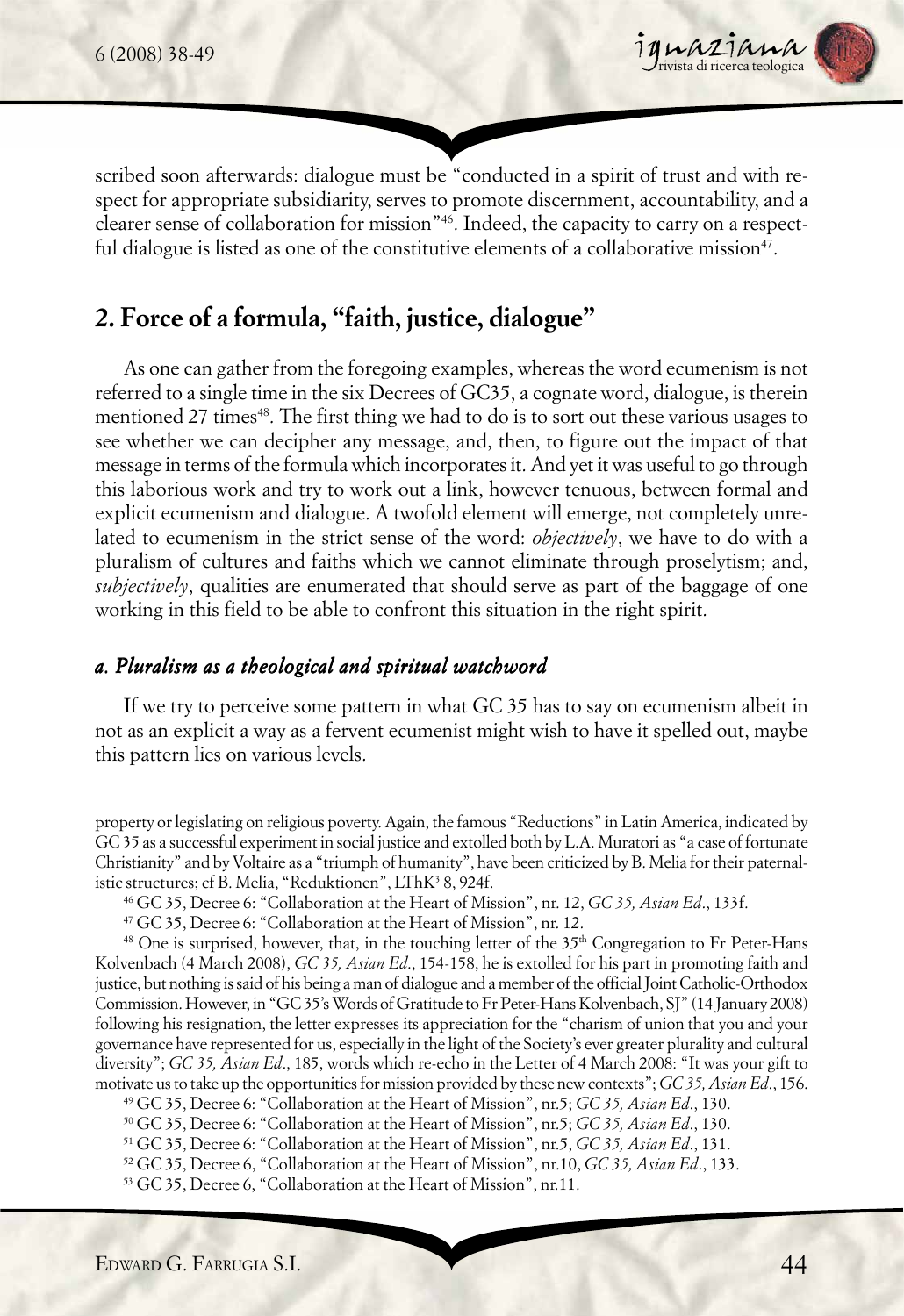scribed soon afterwards: dialogue must be "conducted in a spirit of trust and with respect for appropriate subsidiarity, serves to promote discernment, accountability, and a clearer sense of collaboration for mission"[46]. Indeed, the capacity to carry on a respectful dialogue is listed as one of the constitutive elements of a collaborative mission[47].

## 2. Force of a formula, "faith, justice, dialogue"

As one can gather from the foregoing examples, whereas the word ecumenism is not referred to a single time in the six Decrees of GC35, a cognate word, dialogue, is therein mentioned 27 times[48]. The first thing we had to do is to sort out these various usages to see whether we can decipher any message, and, then, to figure out the impact of that message in terms of the formula which incorporates it. And yet it was useful to go through this laborious work and try to work out a link, however tenuous, between formal and explicit ecumenism and dialogue. A twofold element will emerge, not completely unrelated to ecumenism in the strict sense of the word: *objectively*, we have to do with a pluralism of cultures and faiths which we cannot eliminate through proselytism; and, *subjectively*, qualities are enumerated that should serve as part of the baggage of one working in this field to be able to confront this situation in the right spirit.

### *a. Pluralism as a theological and spiritual watchword*

If we try to perceive some pattern in what GC 35 has to say on ecumenism albeit in not as an explicit a way as a fervent ecumenist might wish to have it spelled out, maybe this pattern lies on various levels.

property or legislating on religious poverty. Again, the famous "Reductions" in Latin America, indicated by GC 35 as a successful experiment in social justice and extolled both by L.A. Muratori as "a case of fortunate Christianity" and by Voltaire as a "triumph of humanity", have been criticized by B. Melia for their paternalistic structures; cf B. Melia, "Reduktionen", LThK[3] 8, 924f.

[46] GC 35, Decree 6: "Collaboration at the Heart of Mission", nr. 12, *GC 35, Asian Ed*., 133f.

[47] GC 35, Decree 6: "Collaboration at the Heart of Mission", nr. 12.

[48] One is surprised, however, that, in the touching letter of the 35[th] Congregation to Fr Peter-Hans Kolvenbach (4 March 2008), *GC 35, Asian Ed*., 154-158, he is extolled for his part in promoting faith and justice, but nothing is said of his being a man of dialogue and a member of the official Joint Catholic-Orthodox Commission. However, in "GC 35's Words of Gratitude to Fr Peter-Hans Kolvenbach, SJ" (14 January 2008) following his resignation, the letter expresses its appreciation for the "charism of union that you and your governance have represented for us, especially in the light of the Society's ever greater plurality and cultural diversity"; *GC 35, Asian Ed*., 185, words which re-echo in the Letter of 4 March 2008: "It was your gift to motivate us to take up the opportunities for mission provided by these new contexts"; *GC 35, Asian Ed*., 156.

[49] GC 35, Decree 6: "Collaboration at the Heart of Mission", nr.5; *GC 35, Asian Ed*., 130.

[50] GC 35, Decree 6: "Collaboration at the Heart of Mission", nr.5; *GC 35, Asian Ed*., 130.

[51] GC 35, Decree 6: "Collaboration at the Heart of Mission", nr.5, *GC 35, Asian Ed*., 131.

[52] GC 35, Decree 6, "Collaboration at the Heart of Mission", nr.10, *GC 35, Asian Ed*., 133.

[53] GC 35, Decree 6, "Collaboration at the Heart of Mission", nr.11.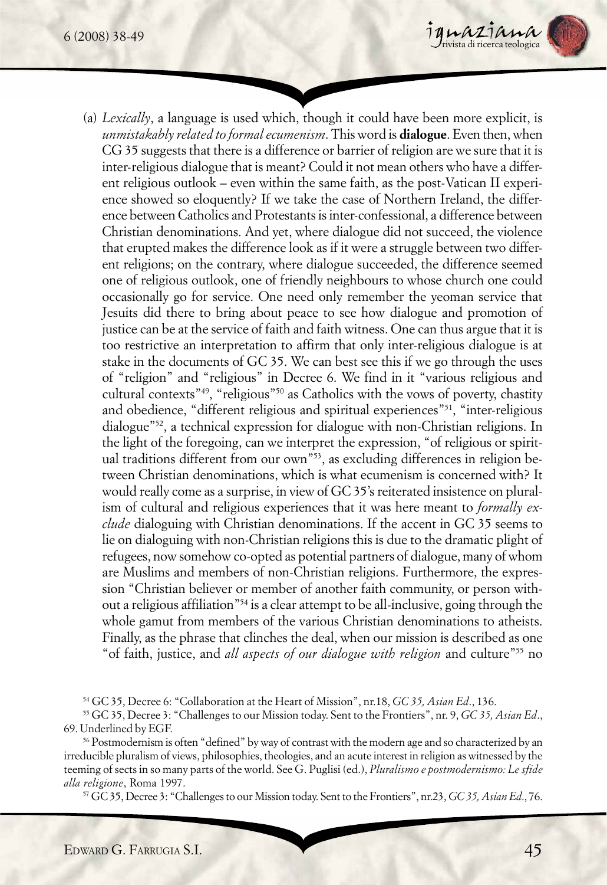(a) *Lexically*, a language is used which, though it could have been more explicit, is *unmistakably related to formal ecumenism*. This word is **dialogue**. Even then, when CG 35 suggests that there is a difference or barrier of religion are we sure that it is inter-religious dialogue that is meant? Could it not mean others who have a different religious outlook – even within the same faith, as the post-Vatican II experience showed so eloquently? If we take the case of Northern Ireland, the difference between Catholics and Protestants is inter-confessional, a difference between Christian denominations. And yet, where dialogue did not succeed, the violence that erupted makes the difference look as if it were a struggle between two different religions; on the contrary, where dialogue succeeded, the difference seemed one of religious outlook, one of friendly neighbours to whose church one could occasionally go for service. One need only remember the yeoman service that Jesuits did there to bring about peace to see how dialogue and promotion of justice can be at the service of faith and faith witness. One can thus argue that it is too restrictive an interpretation to affirm that only inter-religious dialogue is at stake in the documents of GC 35. We can best see this if we go through the uses of "religion" and "religious" in Decree 6. We find in it "various religious and cultural contexts"[49], "religious"[50] as Catholics with the vows of poverty, chastity and obedience, "different religious and spiritual experiences"[51], "inter-religious dialogue"[52], a technical expression for dialogue with non-Christian religions. In the light of the foregoing, can we interpret the expression, "of religious or spiritual traditions different from our own"[53], as excluding differences in religion between Christian denominations, which is what ecumenism is concerned with? It would really come as a surprise, in view of GC 35's reiterated insistence on pluralism of cultural and religious experiences that it was here meant to *formally exclude* dialoguing with Christian denominations. If the accent in GC 35 seems to lie on dialoguing with non-Christian religions this is due to the dramatic plight of refugees, now somehow co-opted as potential partners of dialogue, many of whom are Muslims and members of non-Christian religions. Furthermore, the expression "Christian believer or member of another faith community, or person without a religious affiliation"[54] is a clear attempt to be all-inclusive, going through the whole gamut from members of the various Christian denominations to atheists. Finally, as the phrase that clinches the deal, when our mission is described as one "of faith, justice, and *all aspects of our dialogue with religion* and culture"[55] no

[54] GC 35, Decree 6: "Collaboration at the Heart of Mission", nr.18, *GC 35, Asian Ed*., 136.

[55] GC 35, Decree 3: "Challenges to our Mission today. Sent to the Frontiers", nr. 9, *GC 35, Asian Ed*., 69. Underlined by EGF.

[56] Postmodernism is often "defined" by way of contrast with the modern age and so characterized by an irreducible pluralism of views, philosophies, theologies, and an acute interest in religion as witnessed by the teeming of sects in so many parts of the world. See G. Puglisi (ed.), *Pluralismo e postmodernismo: Le sfide alla religione*, Roma 1997.

[57] GC 35, Decree 3: "Challenges to our Mission today. Sent to the Frontiers", nr.23, *GC 35, Asian Ed*., 76.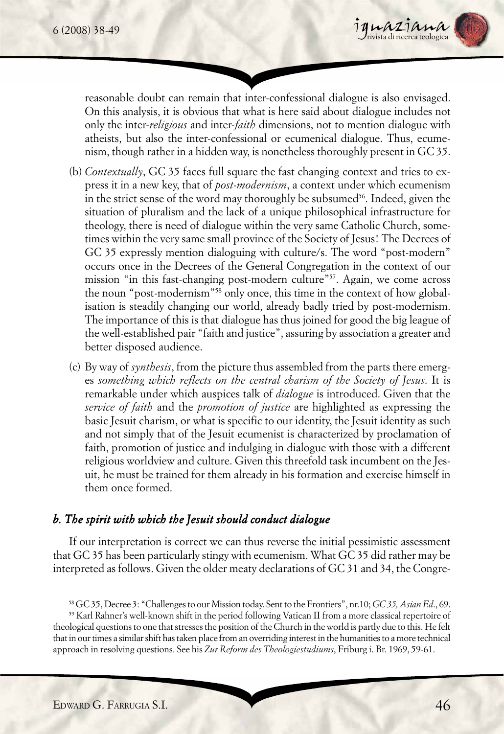reasonable doubt can remain that inter-confessional dialogue is also envisaged. On this analysis, it is obvious that what is here said about dialogue includes not only the inter-*religious* and inter-*faith* dimensions, not to mention dialogue with atheists, but also the inter-confessional or ecumenical dialogue. Thus, ecumenism, though rather in a hidden way, is nonetheless thoroughly present in GC 35.

(b) *Contextually*, GC 35 faces full square the fast changing context and tries to express it in a new key, that of *post-modernism*, a context under which ecumenism in the strict sense of the word may thoroughly be subsumed[56]. Indeed, given the situation of pluralism and the lack of a unique philosophical infrastructure for theology, there is need of dialogue within the very same Catholic Church, sometimes within the very same small province of the Society of Jesus! The Decrees of GC 35 expressly mention dialoguing with culture/s. The word "post-modern" occurs once in the Decrees of the General Congregation in the context of our mission "in this fast-changing post-modern culture"[57]. Again, we come across the noun "post-modernism"[58] only once, this time in the context of how globalisation is steadily changing our world, already badly tried by post-modernism. The importance of this is that dialogue has thus joined for good the big league of the well-established pair "faith and justice", assuring by association a greater and better disposed audience.

(c) By way of *synthesis*, from the picture thus assembled from the parts there emerges *something which reflects on the central charism of the Society of Jesus*. It is remarkable under which auspices talk of *dialogue* is introduced. Given that the *service of faith* and the *promotion of justice* are highlighted as expressing the basic Jesuit charism, or what is specific to our identity, the Jesuit identity as such and not simply that of the Jesuit ecumenist is characterized by proclamation of faith, promotion of justice and indulging in dialogue with those with a different religious worldview and culture. Given this threefold task incumbent on the Jesuit, he must be trained for them already in his formation and exercise himself in them once formed.

### *b. The spirit with which the Jesuit should conduct dialogue*

If our interpretation is correct we can thus reverse the initial pessimistic assessment that GC 35 has been particularly stingy with ecumenism. What GC 35 did rather may be interpreted as follows. Given the older meaty declarations of GC 31 and 34, the Congre-

[58] GC 35, Decree 3: "Challenges to our Mission today. Sent to the Frontiers", nr.10; *GC 35, Asian Ed*., 69.

[59] Karl Rahner's well-known shift in the period following Vatican II from a more classical repertoire of theological questions to one that stresses the position of the Church in the world is partly due to this. He felt that in our times a similar shift has taken place from an overriding interest in the humanities to a more technical approach in resolving questions. See his *Zur Reform des Theologiestudiums*, Friburg i. Br. 1969, 59-61.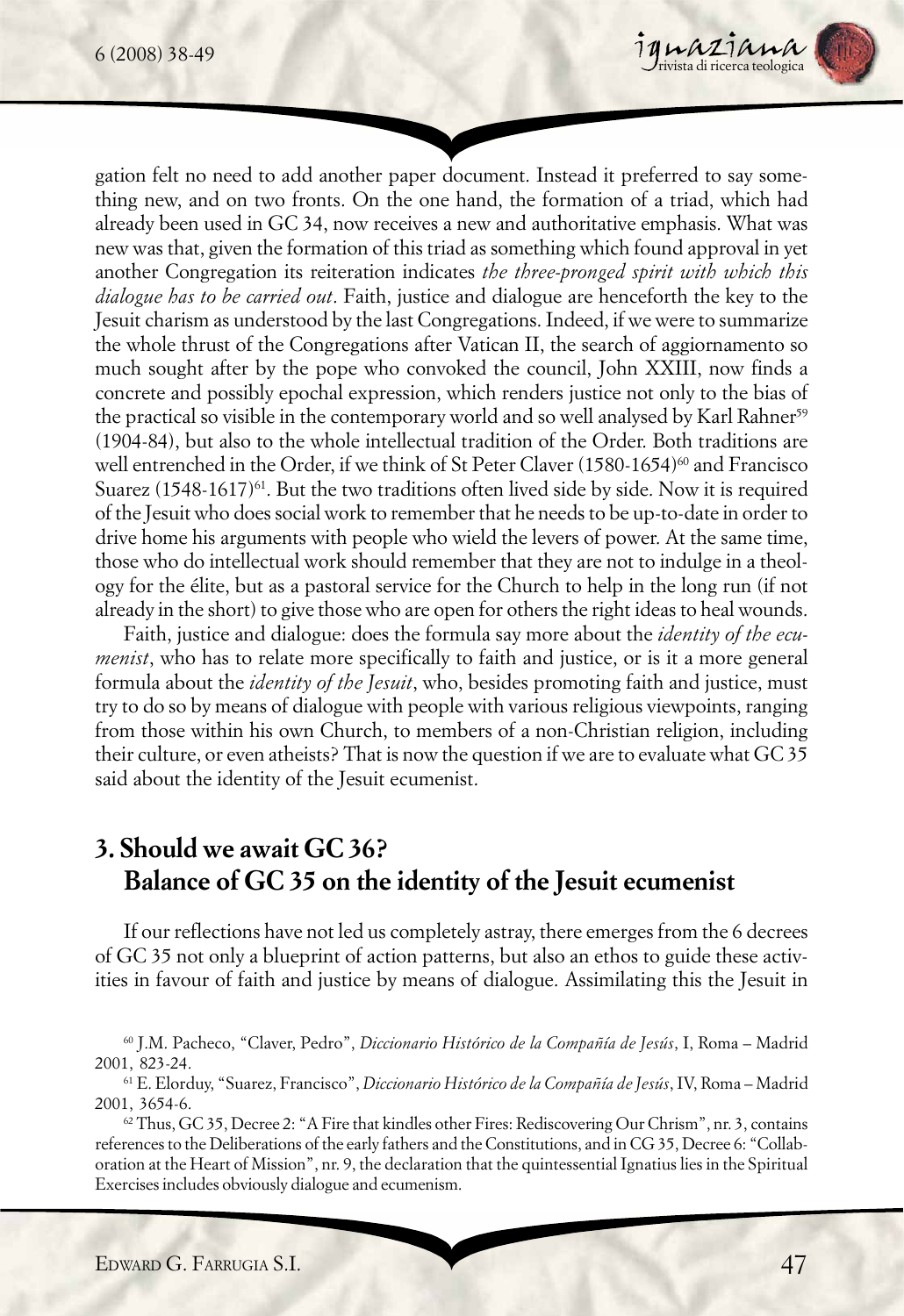gation felt no need to add another paper document. Instead it preferred to say something new, and on two fronts. On the one hand, the formation of a triad, which had already been used in GC 34, now receives a new and authoritative emphasis. What was new was that, given the formation of this triad as something which found approval in yet another Congregation its reiteration indicates *the three-pronged spirit with which this dialogue has to be carried out*. Faith, justice and dialogue are henceforth the key to the Jesuit charism as understood by the last Congregations. Indeed, if we were to summarize the whole thrust of the Congregations after Vatican II, the search of aggiornamento so much sought after by the pope who convoked the council, John XXIII, now finds a concrete and possibly epochal expression, which renders justice not only to the bias of the practical so visible in the contemporary world and so well analysed by Karl Rahner[59] (1904-84), but also to the whole intellectual tradition of the Order. Both traditions are well entrenched in the Order, if we think of St Peter Claver (1580-1654)[60] and Francisco Suarez (1548-1617)[61]. But the two traditions often lived side by side. Now it is required of the Jesuit who does social work to remember that he needs to be up-to-date in order to drive home his arguments with people who wield the levers of power. At the same time, those who do intellectual work should remember that they are not to indulge in a theology for the élite, but as a pastoral service for the Church to help in the long run (if not already in the short) to give those who are open for others the right ideas to heal wounds.

Faith, justice and dialogue: does the formula say more about the *identity of the ecumenist*, who has to relate more specifically to faith and justice, or is it a more general formula about the *identity of the Jesuit*, who, besides promoting faith and justice, must try to do so by means of dialogue with people with various religious viewpoints, ranging from those within his own Church, to members of a non-Christian religion, including their culture, or even atheists? That is now the question if we are to evaluate what GC 35 said about the identity of the Jesuit ecumenist.

## 3. Should we await GC 36? Balance of GC 35 on the identity of the Jesuit ecumenist

If our reflections have not led us completely astray, there emerges from the 6 decrees of GC 35 not only a blueprint of action patterns, but also an ethos to guide these activities in favour of faith and justice by means of dialogue. Assimilating this the Jesuit in

[60] J.M. Pacheco, "Claver, Pedro", *Diccionario Histórico de la Compañía de Jesús*, I, Roma – Madrid 2001, 823-24.

[61] E. Elorduy, "Suarez, Francisco", *Diccionario Histórico de la Compañía de Jesús*, IV, Roma – Madrid 2001, 3654-6.

[62] Thus, GC 35, Decree 2: "A Fire that kindles other Fires: Rediscovering Our Chrism", nr. 3, contains references to the Deliberations of the early fathers and the Constitutions, and in CG 35, Decree 6: "Collaboration at the Heart of Mission", nr. 9, the declaration that the quintessential Ignatius lies in the Spiritual Exercises includes obviously dialogue and ecumenism.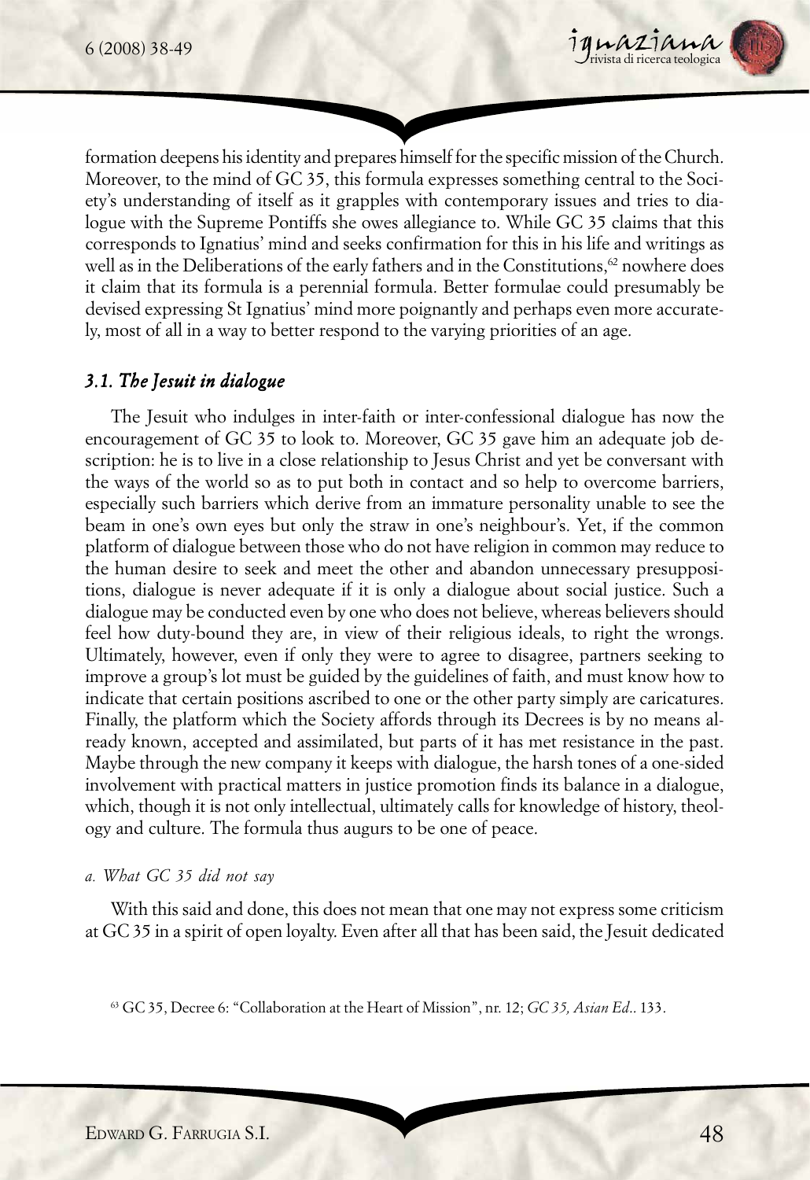formation deepens his identity and prepares himself for the specific mission of the Church. Moreover, to the mind of GC 35, this formula expresses something central to the Society's understanding of itself as it grapples with contemporary issues and tries to dialogue with the Supreme Pontiffs she owes allegiance to. While GC 35 claims that this corresponds to Ignatius' mind and seeks confirmation for this in his life and writings as well as in the Deliberations of the early fathers and in the Constitutions,[62] nowhere does it claim that its formula is a perennial formula. Better formulae could presumably be devised expressing St Ignatius' mind more poignantly and perhaps even more accurately, most of all in a way to better respond to the varying priorities of an age.

### *3.1. The Jesuit in dialogue*

The Jesuit who indulges in inter-faith or inter-confessional dialogue has now the encouragement of GC 35 to look to. Moreover, GC 35 gave him an adequate job description: he is to live in a close relationship to Jesus Christ and yet be conversant with the ways of the world so as to put both in contact and so help to overcome barriers, especially such barriers which derive from an immature personality unable to see the beam in one's own eyes but only the straw in one's neighbour's. Yet, if the common platform of dialogue between those who do not have religion in common may reduce to the human desire to seek and meet the other and abandon unnecessary presuppositions, dialogue is never adequate if it is only a dialogue about social justice. Such a dialogue may be conducted even by one who does not believe, whereas believers should feel how duty-bound they are, in view of their religious ideals, to right the wrongs. Ultimately, however, even if only they were to agree to disagree, partners seeking to improve a group's lot must be guided by the guidelines of faith, and must know how to indicate that certain positions ascribed to one or the other party simply are caricatures. Finally, the platform which the Society affords through its Decrees is by no means already known, accepted and assimilated, but parts of it has met resistance in the past. Maybe through the new company it keeps with dialogue, the harsh tones of a one-sided involvement with practical matters in justice promotion finds its balance in a dialogue, which, though it is not only intellectual, ultimately calls for knowledge of history, theology and culture. The formula thus augurs to be one of peace.

#### *a. What GC 35 did not say*

With this said and done, this does not mean that one may not express some criticism at GC 35 in a spirit of open loyalty. Even after all that has been said, the Jesuit dedicated

[63] GC 35, Decree 6: "Collaboration at the Heart of Mission", nr. 12; *GC 35, Asian Ed.*. 133.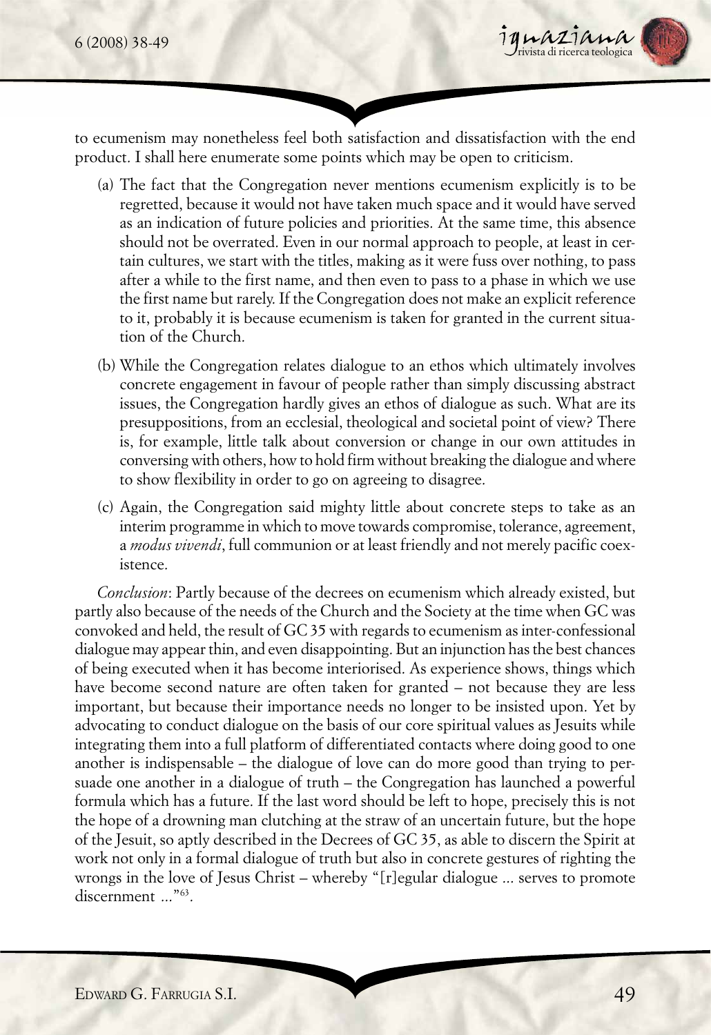to ecumenism may nonetheless feel both satisfaction and dissatisfaction with the end product. I shall here enumerate some points which may be open to criticism.

(a) The fact that the Congregation never mentions ecumenism explicitly is to be regretted, because it would not have taken much space and it would have served as an indication of future policies and priorities. At the same time, this absence should not be overrated. Even in our normal approach to people, at least in certain cultures, we start with the titles, making as it were fuss over nothing, to pass after a while to the first name, and then even to pass to a phase in which we use the first name but rarely. If the Congregation does not make an explicit reference to it, probably it is because ecumenism is taken for granted in the current situation of the Church.

(b) While the Congregation relates dialogue to an ethos which ultimately involves concrete engagement in favour of people rather than simply discussing abstract issues, the Congregation hardly gives an ethos of dialogue as such. What are its presuppositions, from an ecclesial, theological and societal point of view? There is, for example, little talk about conversion or change in our own attitudes in conversing with others, how to hold firm without breaking the dialogue and where to show flexibility in order to go on agreeing to disagree.

(c) Again, the Congregation said mighty little about concrete steps to take as an interim programme in which to move towards compromise, tolerance, agreement, a *modus vivendi*, full communion or at least friendly and not merely pacific coexistence.

*Conclusion*: Partly because of the decrees on ecumenism which already existed, but partly also because of the needs of the Church and the Society at the time when GC was convoked and held, the result of GC 35 with regards to ecumenism as inter-confessional dialogue may appear thin, and even disappointing. But an injunction has the best chances of being executed when it has become interiorised. As experience shows, things which have become second nature are often taken for granted – not because they are less important, but because their importance needs no longer to be insisted upon. Yet by advocating to conduct dialogue on the basis of our core spiritual values as Jesuits while integrating them into a full platform of differentiated contacts where doing good to one another is indispensable – the dialogue of love can do more good than trying to persuade one another in a dialogue of truth – the Congregation has launched a powerful formula which has a future. If the last word should be left to hope, precisely this is not the hope of a drowning man clutching at the straw of an uncertain future, but the hope of the Jesuit, so aptly described in the Decrees of GC 35, as able to discern the Spirit at work not only in a formal dialogue of truth but also in concrete gestures of righting the wrongs in the love of Jesus Christ – whereby "[r]egular dialogue ... serves to promote discernment ..."[63].